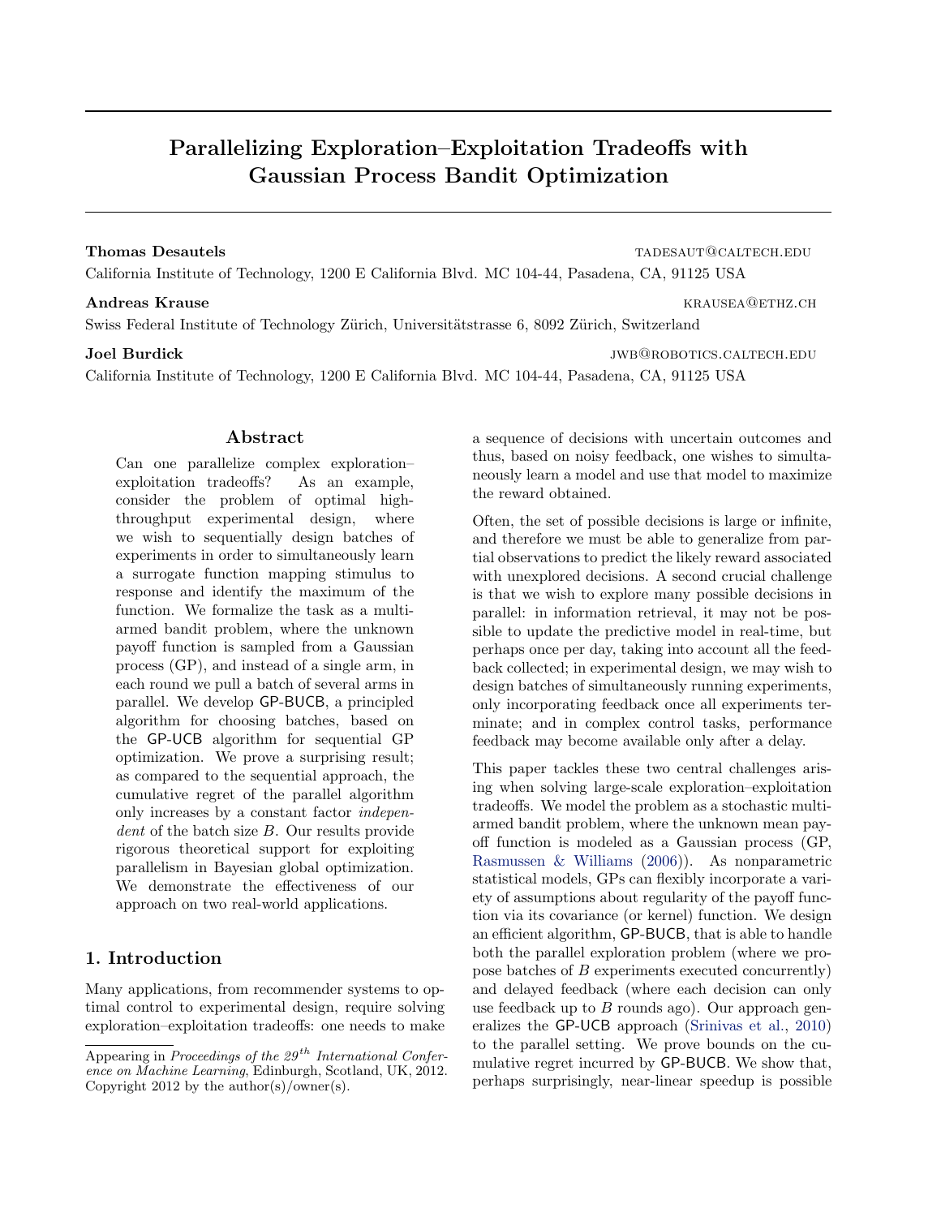# Parallelizing Exploration–Exploitation Tradeoffs with Gaussian Process Bandit Optimization

**Thomas Desautels** TADESAUT@CALTECH.EDU

California Institute of Technology, 1200 E California Blvd. MC 104-44, Pasadena, CA, 91125 USA

**Andreas Krause** KRAUSEA@ETHZ.CH

Swiss Federal Institute of Technology Zürich, Universitätstrasse 6, 8092 Zürich, Switzerland

**Joel Burdick** JWB@ROBOTICS.CALTECH.EDU

California Institute of Technology, 1200 E California Blvd. MC 104-44, Pasadena, CA, 91125 USA

## Abstract

Can one parallelize complex exploration–exploitation tradeoffs? As an example, consider the problem of optimal high-throughput experimental design, where we wish to sequentially design batches of experiments in order to simultaneously learn a surrogate function mapping stimulus to response and identify the maximum of the function. We formalize the task as a multi-armed bandit problem, where the unknown payoff function is sampled from a Gaussian process (GP), and instead of a single arm, in each round we pull a batch of several arms in parallel. We develop GP-BUCB, a principled algorithm for choosing batches, based on the GP-UCB algorithm for sequential GP optimization. We prove a surprising result; as compared to the sequential approach, the cumulative regret of the parallel algorithm only increases by a constant factor *independent* of the batch size $B$. Our results provide rigorous theoretical support for exploiting parallelism in Bayesian global optimization. We demonstrate the effectiveness of our approach on two real-world applications.

## 1. Introduction

Many applications, from recommender systems to optimal control to experimental design, require solving exploration–exploitation tradeoffs: one needs to make a sequence of decisions with uncertain outcomes and thus, based on noisy feedback, one wishes to simultaneously learn a model and use that model to maximize the reward obtained.

Often, the set of possible decisions is large or infinite, and therefore we must be able to generalize from partial observations to predict the likely reward associated with unexplored decisions. A second crucial challenge is that we wish to explore many possible decisions in parallel: in information retrieval, it may not be possible to update the predictive model in real-time, but perhaps once per day, taking into account all the feedback collected; in experimental design, we may wish to design batches of simultaneously running experiments, only incorporating feedback once all experiments terminate; and in complex control tasks, performance feedback may become available only after a delay.

This paper tackles these two central challenges arising when solving large-scale exploration–exploitation tradeoffs. We model the problem as a stochastic multi-armed bandit problem, where the unknown mean payoff function is modeled as a Gaussian process (GP, Rasmussen & Williams (2006)). As nonparametric statistical models, GPs can flexibly incorporate a variety of assumptions about regularity of the payoff function via its covariance (or kernel) function. We design an efficient algorithm, GP-BUCB, that is able to handle both the parallel exploration problem (where we propose batches of $B$ experiments executed concurrently) and delayed feedback (where each decision can only use feedback up to $B$ rounds ago). Our approach generalizes the GP-UCB approach (Srinivas et al., 2010) to the parallel setting. We prove bounds on the cumulative regret incurred by GP-BUCB. We show that, perhaps surprisingly, near-linear speedup is possible

---

Appearing in *Proceedings of the 29th International Conference on Machine Learning*, Edinburgh, Scotland, UK, 2012. Copyright 2012 by the author(s)/owner(s).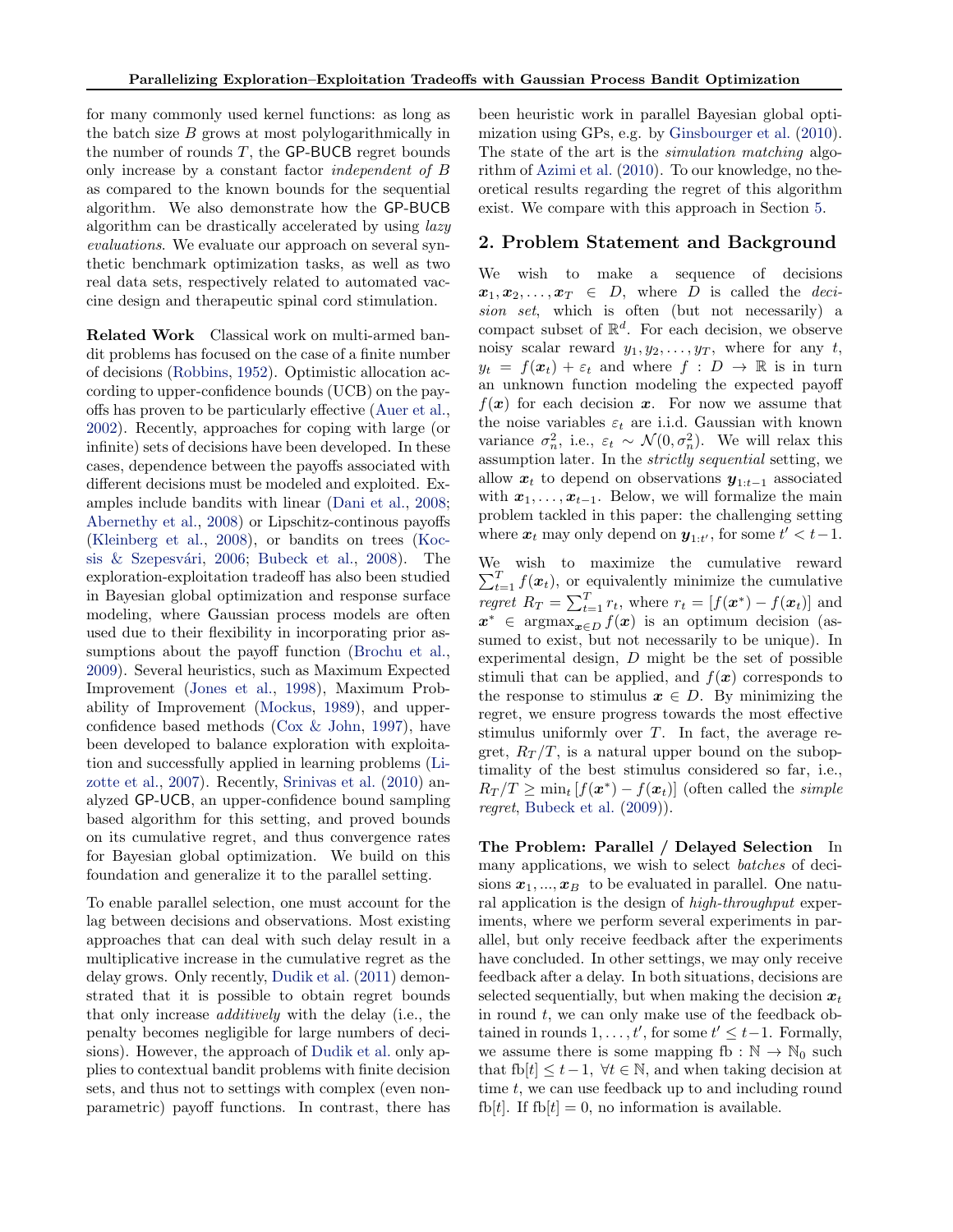for many commonly used kernel functions: as long as the batch size $B$ grows at most polylogarithmically in the number of rounds $T$, the GP-BUCB regret bounds only increase by a constant factor *independent of* $B$ as compared to the known bounds for the sequential algorithm. We also demonstrate how the GP-BUCB algorithm can be drastically accelerated by using *lazy evaluations*. We evaluate our approach on several synthetic benchmark optimization tasks, as well as two real data sets, respectively related to automated vaccine design and therapeutic spinal cord stimulation.

**Related Work** Classical work on multi-armed bandit problems has focused on the case of a finite number of decisions (Robbins, 1952). Optimistic allocation according to upper-confidence bounds (UCB) on the payoffs has proven to be particularly effective (Auer et al., 2002). Recently, approaches for coping with large (or infinite) sets of decisions have been developed. In these cases, dependence between the payoffs associated with different decisions must be modeled and exploited. Examples include bandits with linear (Dani et al., 2008; Abernethy et al., 2008) or Lipschitz-continous payoffs (Kleinberg et al., 2008), or bandits on trees (Kocsis & Szepesvári, 2006; Bubeck et al., 2008). The exploration-exploitation tradeoff has also been studied in Bayesian global optimization and response surface modeling, where Gaussian process models are often used due to their flexibility in incorporating prior assumptions about the payoff function (Brochu et al., 2009). Several heuristics, such as Maximum Expected Improvement (Jones et al., 1998), Maximum Probability of Improvement (Mockus, 1989), and upper-confidence based methods (Cox & John, 1997), have been developed to balance exploration with exploitation and successfully applied in learning problems (Lizotte et al., 2007). Recently, Srinivas et al. (2010) analyzed GP-UCB, an upper-confidence bound sampling based algorithm for this setting, and proved bounds on its cumulative regret, and thus convergence rates for Bayesian global optimization. We build on this foundation and generalize it to the parallel setting.

To enable parallel selection, one must account for the lag between decisions and observations. Most existing approaches that can deal with such delay result in a multiplicative increase in the cumulative regret as the delay grows. Only recently, Dudik et al. (2011) demonstrated that it is possible to obtain regret bounds that only increase *additively* with the delay (i.e., the penalty becomes negligible for large numbers of decisions). However, the approach of Dudik et al. only applies to contextual bandit problems with finite decision sets, and thus not to settings with complex (even non-parametric) payoff functions. In contrast, there has been heuristic work in parallel Bayesian global optimization using GPs, e.g. by Ginsbourger et al. (2010). The state of the art is the *simulation matching* algorithm of Azimi et al. (2010). To our knowledge, no theoretical results regarding the regret of this algorithm exist. We compare with this approach in Section 5.

## 2. Problem Statement and Background

We wish to make a sequence of decisions $\boldsymbol{x}_1, \boldsymbol{x}_2, \ldots, \boldsymbol{x}_T \in D$, where $D$ is called the *decision set*, which is often (but not necessarily) a compact subset of $\mathbb{R}^d$. For each decision, we observe noisy scalar reward $y_1, y_2, \ldots, y_T$, where for any $t$, $y_t = f(\boldsymbol{x}_t) + \varepsilon_t$ and where $f : D \to \mathbb{R}$ is in turn an unknown function modeling the expected payoff $f(\boldsymbol{x})$ for each decision $\boldsymbol{x}$. For now we assume that the noise variables $\varepsilon_t$ are i.i.d. Gaussian with known variance $\sigma_n^2$, i.e., $\varepsilon_t \sim \mathcal{N}(0, \sigma_n^2)$. We will relax this assumption later. In the *strictly sequential* setting, we allow $\boldsymbol{x}_t$ to depend on observations $\boldsymbol{y}_{1:t-1}$ associated with $\boldsymbol{x}_1, \ldots, \boldsymbol{x}_{t-1}$. Below, we will formalize the main problem tackled in this paper: the challenging setting where $\boldsymbol{x}_t$ may only depend on $\boldsymbol{y}_{1:t'}$, for some $t' < t-1$.

We wish to maximize the cumulative reward $\sum_{t=1}^{T} f(\boldsymbol{x}_t)$, or equivalently minimize the cumulative *regret* $R_T = \sum_{t=1}^{T} r_t$, where $r_t = [f(\boldsymbol{x}^*) - f(\boldsymbol{x}_t)]$ and $\boldsymbol{x}^* \in \operatorname{argmax}_{\boldsymbol{x} \in D} f(\boldsymbol{x})$ is an optimum decision (assumed to exist, but not necessarily to be unique). In experimental design, $D$ might be the set of possible stimuli that can be applied, and $f(\boldsymbol{x})$ corresponds to the response to stimulus $\boldsymbol{x} \in D$. By minimizing the regret, we ensure progress towards the most effective stimulus uniformly over $T$. In fact, the average regret, $R_T/T$, is a natural upper bound on the suboptimality of the best stimulus considered so far, i.e., $R_T/T \geq \min_t [f(\boldsymbol{x}^*) - f(\boldsymbol{x}_t)]$ (often called the *simple regret*, Bubeck et al. (2009)).

**The Problem: Parallel / Delayed Selection** In many applications, we wish to select *batches* of decisions $\boldsymbol{x}_1, ..., \boldsymbol{x}_B$ to be evaluated in parallel. One natural application is the design of *high-throughput* experiments, where we perform several experiments in parallel, but only receive feedback after the experiments have concluded. In other settings, we may only receive feedback after a delay. In both situations, decisions are selected sequentially, but when making the decision $\boldsymbol{x}_t$ in round $t$, we can only make use of the feedback obtained in rounds $1, \ldots, t'$, for some $t' \leq t-1$. Formally, we assume there is some mapping $\mathrm{fb} : \mathbb{N} \to \mathbb{N}_0$ such that $\mathrm{fb}[t] \leq t-1$, $\forall t \in \mathbb{N}$, and when taking decision at time $t$, we can use feedback up to and including round $\mathrm{fb}[t]$. If $\mathrm{fb}[t] = 0$, no information is available.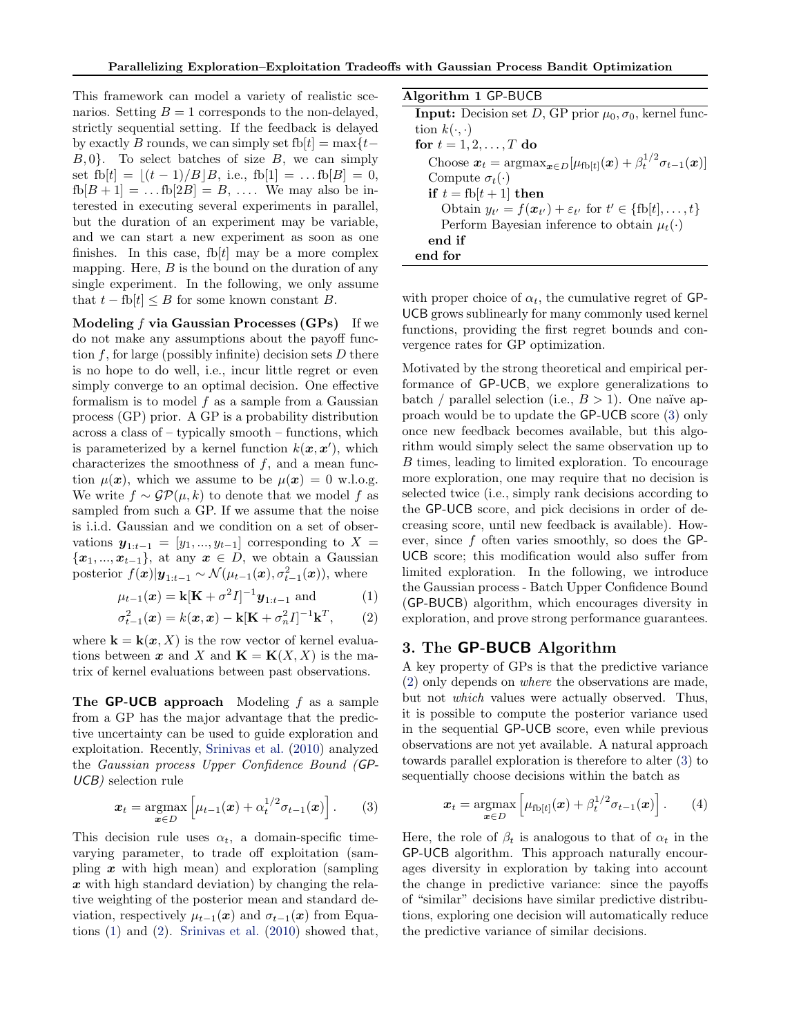This framework can model a variety of realistic scenarios. Setting $B = 1$ corresponds to the non-delayed, strictly sequential setting. If the feedback is delayed by exactly $B$ rounds, we can simply set $\text{fb}[t] = \max\{t - B, 0\}$. To select batches of size $B$, we can simply set $\text{fb}[t] = \lfloor (t-1)/B \rfloor B$, i.e., $\text{fb}[1] = \ldots \text{fb}[B] = 0$, $\text{fb}[B+1] = \ldots \text{fb}[2B] = B$, .... We may also be interested in executing several experiments in parallel, but the duration of an experiment may be variable, and we can start a new experiment as soon as one finishes. In this case, $\text{fb}[t]$ may be a more complex mapping. Here, $B$ is the bound on the duration of any single experiment. In the following, we only assume that $t - \text{fb}[t] \leq B$ for some known constant $B$.

**Modeling $f$ via Gaussian Processes (GPs)** If we do not make any assumptions about the payoff function $f$, for large (possibly infinite) decision sets $D$ there is no hope to do well, i.e., incur little regret or even simply converge to an optimal decision. One effective formalism is to model $f$ as a sample from a Gaussian process (GP) prior. A GP is a probability distribution across a class of – typically smooth – functions, which is parameterized by a kernel function $k(\boldsymbol{x}, \boldsymbol{x}')$, which characterizes the smoothness of $f$, and a mean function $\mu(\boldsymbol{x})$, which we assume to be $\mu(\boldsymbol{x}) = 0$ w.l.o.g. We write $f \sim \mathcal{GP}(\mu, k)$ to denote that we model $f$ as sampled from such a GP. If we assume that the noise is i.i.d. Gaussian and we condition on a set of observations $\boldsymbol{y}_{1:t-1} = [y_1, ..., y_{t-1}]$ corresponding to $X = \{\boldsymbol{x}_1, ..., \boldsymbol{x}_{t-1}\}$, at any $\boldsymbol{x} \in D$, we obtain a Gaussian posterior $f(\boldsymbol{x}) | \boldsymbol{y}_{1:t-1} \sim \mathcal{N}(\mu_{t-1}(\boldsymbol{x}), \sigma^2_{t-1}(\boldsymbol{x}))$, where

$$\mu_{t-1}(\boldsymbol{x}) = \mathbf{k}[\mathbf{K} + \sigma^2 I]^{-1} \boldsymbol{y}_{1:t-1} \text{ and} \tag{1}$$

$$\sigma^2_{t-1}(\boldsymbol{x}) = k(\boldsymbol{x}, \boldsymbol{x}) - \mathbf{k}[\mathbf{K} + \sigma_n^2 I]^{-1} \mathbf{k}^T, \tag{2}$$

where $\mathbf{k} = \mathbf{k}(\boldsymbol{x}, X)$ is the row vector of kernel evaluations between $\boldsymbol{x}$ and $X$ and $\mathbf{K} = \mathbf{K}(X, X)$ is the matrix of kernel evaluations between past observations.

**The GP-UCB approach** Modeling $f$ as a sample from a GP has the major advantage that the predictive uncertainty can be used to guide exploration and exploitation. Recently, Srinivas et al. (2010) analyzed the *Gaussian process Upper Confidence Bound (GP-UCB)* selection rule

$$\boldsymbol{x}_t = \underset{\boldsymbol{x} \in D}{\operatorname{argmax}} \left[ \mu_{t-1}(\boldsymbol{x}) + \alpha_t^{1/2} \sigma_{t-1}(\boldsymbol{x}) \right]. \tag{3}$$

This decision rule uses $\alpha_t$, a domain-specific time-varying parameter, to trade off exploitation (sampling $\boldsymbol{x}$ with high mean) and exploration (sampling $\boldsymbol{x}$ with high standard deviation) by changing the relative weighting of the posterior mean and standard deviation, respectively $\mu_{t-1}(\boldsymbol{x})$ and $\sigma_{t-1}(\boldsymbol{x})$ from Equations (1) and (2). Srinivas et al. (2010) showed that, with proper choice of $\alpha_t$, the cumulative regret of GP-UCB grows sublinearly for many commonly used kernel functions, providing the first regret bounds and convergence rates for GP optimization.

**Algorithm 1** GP-BUCB

```
Input: Decision set D, GP prior μ_0, σ_0, kernel function k(·,·)
for t = 1, 2, ..., T do
    Choose x_t = argmax_{x∈D} [μ_{fb[t]}(x) + β_t^{1/2} σ_{t-1}(x)]
    Compute σ_t(·)
    if t = fb[t+1] then
        Obtain y_{t'} = f(x_{t'}) + ε_{t'} for t' ∈ {fb[t], ..., t}
        Perform Bayesian inference to obtain μ_t(·)
    end if
end for
```

Motivated by the strong theoretical and empirical performance of GP-UCB, we explore generalizations to batch / parallel selection (i.e., $B > 1$). One naïve approach would be to update the GP-UCB score (3) only once new feedback becomes available, but this algorithm would simply select the same observation up to $B$ times, leading to limited exploration. To encourage more exploration, one may require that no decision is selected twice (i.e., simply rank decisions according to the GP-UCB score, and pick decisions in order of decreasing score, until new feedback is available). However, since $f$ often varies smoothly, so does the GP-UCB score; this modification would also suffer from limited exploration. In the following, we introduce the Gaussian process - Batch Upper Confidence Bound (GP-BUCB) algorithm, which encourages diversity in exploration, and prove strong performance guarantees.

## 3. The GP-BUCB Algorithm

A key property of GPs is that the predictive variance (2) only depends on *where* the observations are made, but not *which* values were actually observed. Thus, it is possible to compute the posterior variance used in the sequential GP-UCB score, even while previous observations are not yet available. A natural approach towards parallel exploration is therefore to alter (3) to sequentially choose decisions within the batch as

$$\boldsymbol{x}_t = \underset{\boldsymbol{x} \in D}{\operatorname{argmax}} \left[ \mu_{\text{fb}[t]}(\boldsymbol{x}) + \beta_t^{1/2} \sigma_{t-1}(\boldsymbol{x}) \right]. \tag{4}$$

Here, the role of $\beta_t$ is analogous to that of $\alpha_t$ in the GP-UCB algorithm. This approach naturally encourages diversity in exploration by taking into account the change in predictive variance: since the payoffs of "similar" decisions have similar predictive distributions, exploring one decision will automatically reduce the predictive variance of similar decisions.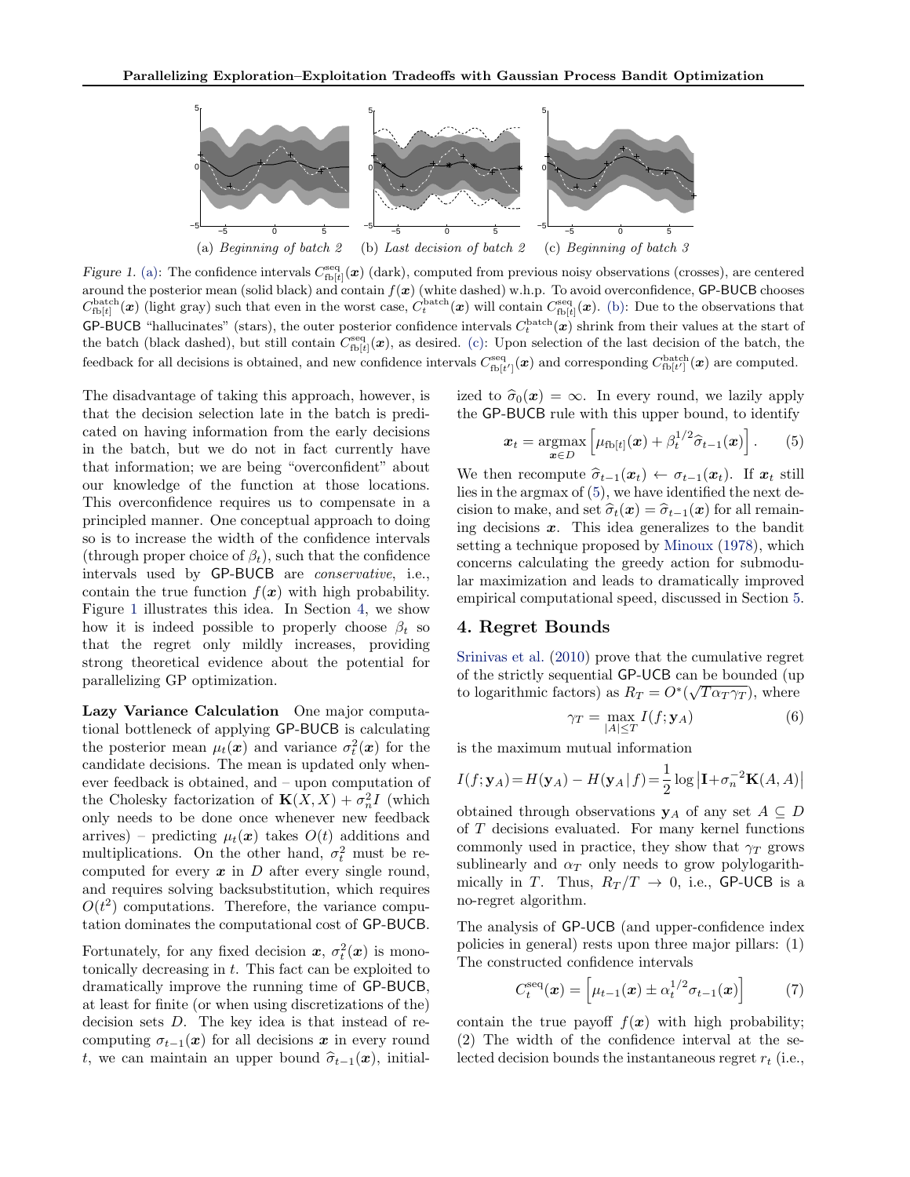(a) *Beginning of batch 2* (b) *Last decision of batch 2* (c) *Beginning of batch 3*

*Figure 1.* (a): The confidence intervals $C^{\mathrm{seq}}_{\mathrm{fb}[t]}(\boldsymbol{x})$ (dark), computed from previous noisy observations (crosses), are centered around the posterior mean (solid black) and contain $f(\boldsymbol{x})$ (white dashed) w.h.p. To avoid overconfidence, GP-BUCB chooses $C^{\mathrm{batch}}_{\mathrm{fb}[t]}(\boldsymbol{x})$ (light gray) such that even in the worst case, $C^{\mathrm{batch}}_{t}(\boldsymbol{x})$ will contain $C^{\mathrm{seq}}_{\mathrm{fb}[t]}(\boldsymbol{x})$. (b): Due to the observations that GP-BUCB "hallucinates" (stars), the outer posterior confidence intervals $C^{\mathrm{batch}}_{t}(\boldsymbol{x})$ shrink from their values at the start of the batch (black dashed), but still contain $C^{\mathrm{seq}}_{\mathrm{fb}[t]}(\boldsymbol{x})$, as desired. (c): Upon selection of the last decision of the batch, the feedback for all decisions is obtained, and new confidence intervals $C^{\mathrm{seq}}_{\mathrm{fb}[t']}(\boldsymbol{x})$ and corresponding $C^{\mathrm{batch}}_{\mathrm{fb}[t']}(\boldsymbol{x})$ are computed.

The disadvantage of taking this approach, however, is that the decision selection late in the batch is predicated on having information from the early decisions in the batch, but we do not in fact currently have that information; we are being "overconfident" about our knowledge of the function at those locations. This overconfidence requires us to compensate in a principled manner. One conceptual approach to doing so is to increase the width of the confidence intervals (through proper choice of $\beta_t$), such that the confidence intervals used by GP-BUCB are *conservative*, i.e., contain the true function $f(\boldsymbol{x})$ with high probability. Figure 1 illustrates this idea. In Section 4, we show how it is indeed possible to properly choose $\beta_t$ so that the regret only mildly increases, providing strong theoretical evidence about the potential for parallelizing GP optimization.

**Lazy Variance Calculation** One major computational bottleneck of applying GP-BUCB is calculating the posterior mean $\mu_t(\boldsymbol{x})$ and variance $\sigma_t^2(\boldsymbol{x})$ for the candidate decisions. The mean is updated only whenever feedback is obtained, and – upon computation of the Cholesky factorization of $\mathbf{K}(X,X)+\sigma_n^2 I$ (which only needs to be done once whenever new feedback arrives) – predicting $\mu_t(\boldsymbol{x})$ takes $O(t)$ additions and multiplications. On the other hand, $\sigma_t^2$ must be recomputed for every $\boldsymbol{x}$ in $D$ after every single round, and requires solving backsubstitution, which requires $O(t^2)$ computations. Therefore, the variance computation dominates the computational cost of GP-BUCB.

Fortunately, for any fixed decision $\boldsymbol{x}$, $\sigma_t^2(\boldsymbol{x})$ is monotonically decreasing in $t$. This fact can be exploited to dramatically improve the running time of GP-BUCB, at least for finite (or when using discretizations of the) decision sets $D$. The key idea is that instead of recomputing $\sigma_{t-1}(\boldsymbol{x})$ for all decisions $\boldsymbol{x}$ in every round $t$, we can maintain an upper bound $\widehat{\sigma}_{t-1}(\boldsymbol{x})$, initialized to $\widehat{\sigma}_0(\boldsymbol{x})=\infty$. In every round, we lazily apply the GP-BUCB rule with this upper bound, to identify

$$\boldsymbol{x}_t = \operatorname*{argmax}_{\boldsymbol{x}\in D}\left[\mu_{\mathrm{fb}[t]}(\boldsymbol{x})+\beta_t^{1/2}\widehat{\sigma}_{t-1}(\boldsymbol{x})\right]. \qquad (5)$$

We then recompute $\widehat{\sigma}_{t-1}(\boldsymbol{x}_t)\leftarrow\sigma_{t-1}(\boldsymbol{x}_t)$. If $\boldsymbol{x}_t$ still lies in the argmax of (5), we have identified the next decision to make, and set $\widehat{\sigma}_t(\boldsymbol{x})=\widehat{\sigma}_{t-1}(\boldsymbol{x})$ for all remaining decisions $\boldsymbol{x}$. This idea generalizes to the bandit setting a technique proposed by Minoux (1978), which concerns calculating the greedy action for submodular maximization and leads to dramatically improved empirical computational speed, discussed in Section 5.

## 4. Regret Bounds

Srinivas et al. (2010) prove that the cumulative regret of the strictly sequential GP-UCB can be bounded (up to logarithmic factors) as $R_T=O^*(\sqrt{T\alpha_T\gamma_T})$, where

$$\gamma_T=\max_{|A|\le T} I(f;\mathbf{y}_A) \qquad (6)$$

is the maximum mutual information

$$I(f;\mathbf{y}_A)=H(\mathbf{y}_A)-H(\mathbf{y}_A\,|\,f)=\frac{1}{2}\log\left|\mathbf{I}+\sigma_n^{-2}\mathbf{K}(A,A)\right|$$

obtained through observations $\mathbf{y}_A$ of any set $A\subseteq D$ of $T$ decisions evaluated. For many kernel functions commonly used in practice, they show that $\gamma_T$ grows sublinearly and $\alpha_T$ only needs to grow polylogarithmically in $T$. Thus, $R_T/T\to 0$, i.e., GP-UCB is a no-regret algorithm.

The analysis of GP-UCB (and upper-confidence index policies in general) rests upon three major pillars: (1) The constructed confidence intervals

$$C_t^{\mathrm{seq}}(\boldsymbol{x})=\left[\mu_{t-1}(\boldsymbol{x})\pm\alpha_t^{1/2}\sigma_{t-1}(\boldsymbol{x})\right] \qquad (7)$$

contain the true payoff $f(\boldsymbol{x})$ with high probability; (2) The width of the confidence interval at the selected decision bounds the instantaneous regret $r_t$ (i.e.,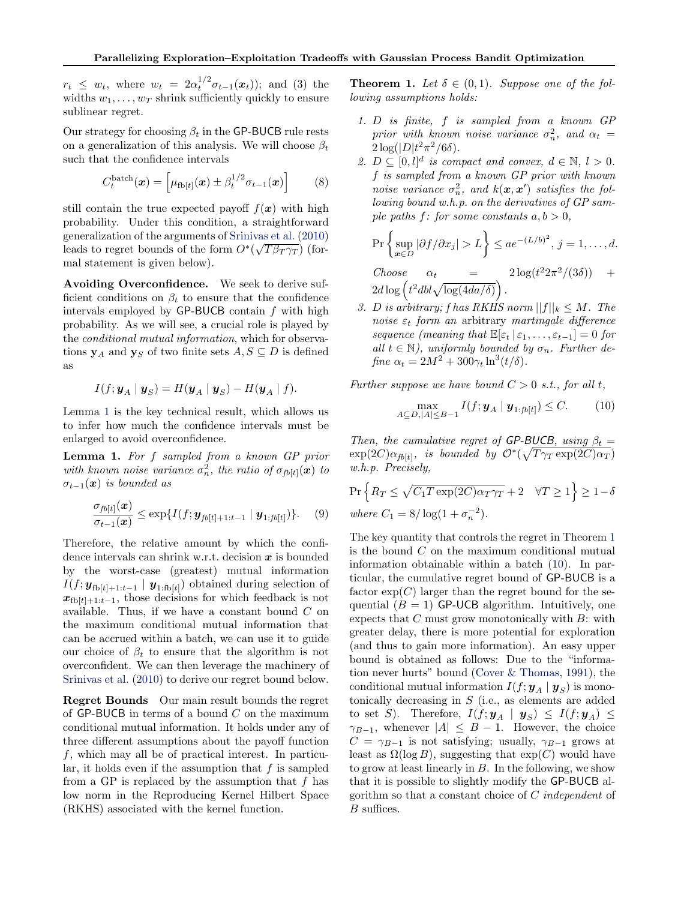$r_t \le w_t$, where $w_t = 2\alpha_t^{1/2}\sigma_{t-1}(\boldsymbol{x}_t)$); and (3) the widths $w_1, \dots, w_T$ shrink sufficiently quickly to ensure sublinear regret.

Our strategy for choosing $\beta_t$ in the GP-BUCB rule rests on a generalization of this analysis. We will choose $\beta_t$ such that the confidence intervals

$$C_t^{\text{batch}}(\boldsymbol{x}) = \left[\mu_{\text{fb}[t]}(\boldsymbol{x}) \pm \beta_t^{1/2}\sigma_{t-1}(\boldsymbol{x})\right] \tag{8}$$

still contain the true expected payoff $f(\boldsymbol{x})$ with high probability. Under this condition, a straightforward generalization of the arguments of Srinivas et al. (2010) leads to regret bounds of the form $O^*(\sqrt{T\beta_T\gamma_T})$ (formal statement is given below).

**Avoiding Overconfidence.** We seek to derive sufficient conditions on $\beta_t$ to ensure that the confidence intervals employed by GP-BUCB contain $f$ with high probability. As we will see, a crucial role is played by the *conditional mutual information*, which for observations $\mathbf{y}_A$ and $\mathbf{y}_S$ of two finite sets $A, S \subseteq D$ is defined as

$$I(f; \boldsymbol{y}_A \mid \boldsymbol{y}_S) = H(\boldsymbol{y}_A \mid \boldsymbol{y}_S) - H(\boldsymbol{y}_A \mid f).$$

Lemma 1 is the key technical result, which allows us to infer how much the confidence intervals must be enlarged to avoid overconfidence.

**Lemma 1.** *For $f$ sampled from a known GP prior with known noise variance $\sigma_n^2$, the ratio of $\sigma_{fb[t]}(\boldsymbol{x})$ to $\sigma_{t-1}(\boldsymbol{x})$ is bounded as*

$$\frac{\sigma_{fb[t]}(\boldsymbol{x})}{\sigma_{t-1}(\boldsymbol{x})} \le \exp\{I(f; \boldsymbol{y}_{fb[t]+1:t-1} \mid \boldsymbol{y}_{1:fb[t]})\}. \tag{9}$$

Therefore, the relative amount by which the confidence intervals can shrink w.r.t. decision $\boldsymbol{x}$ is bounded by the worst-case (greatest) mutual information $I(f; \boldsymbol{y}_{\text{fb}[t]+1:t-1} \mid \boldsymbol{y}_{1:\text{fb}[t]})$ obtained during selection of $\boldsymbol{x}_{\text{fb}[t]+1:t-1}$, those decisions for which feedback is not available. Thus, if we have a constant bound $C$ on the maximum conditional mutual information that can be accrued within a batch, we can use it to guide our choice of $\beta_t$ to ensure that the algorithm is not overconfident. We can then leverage the machinery of Srinivas et al. (2010) to derive our regret bound below.

**Regret Bounds** Our main result bounds the regret of GP-BUCB in terms of a bound $C$ on the maximum conditional mutual information. It holds under any of three different assumptions about the payoff function $f$, which may all be of practical interest. In particular, it holds even if the assumption that $f$ is sampled from a GP is replaced by the assumption that $f$ has low norm in the Reproducing Kernel Hilbert Space (RKHS) associated with the kernel function.

**Theorem 1.** *Let $\delta \in (0,1)$. Suppose one of the following assumptions holds:*

1. *$D$ is finite, $f$ is sampled from a known GP prior with known noise variance $\sigma_n^2$, and $\alpha_t = 2\log(|D|t^2\pi^2/6\delta)$.*
2. *$D \subseteq [0,l]^d$ is compact and convex, $d \in \mathbb{N}$, $l > 0$. $f$ is sampled from a known GP prior with known noise variance $\sigma_n^2$, and $k(\boldsymbol{x}, \boldsymbol{x}')$ satisfies the following bound w.h.p. on the derivatives of GP sample paths $f$: for some constants $a, b > 0$,*
$$\Pr\left\{\sup_{\boldsymbol{x}\in D} |\partial f/\partial x_j| > L\right\} \le ae^{-(L/b)^2},\ j = 1, \dots, d.$$
*Choose $\alpha_t = 2\log(t^2 2\pi^2/(3\delta)) + 2d\log\left(t^2 dbl\sqrt{\log(4da/\delta)}\right)$.*
3. *$D$ is arbitrary; $f$ has RKHS norm $||f||_k \le M$. The noise $\varepsilon_t$ form an* arbitrary *martingale difference sequence (meaning that $\mathbb{E}[\varepsilon_t \mid \varepsilon_1, \dots, \varepsilon_{t-1}] = 0$ for all $t \in \mathbb{N}$), uniformly bounded by $\sigma_n$. Further define $\alpha_t = 2M^2 + 300\gamma_t \ln^3(t/\delta)$.*

*Further suppose we have bound $C > 0$ s.t., for all $t$,*

$$\max_{A\subseteq D, |A|\le B-1} I(f; \boldsymbol{y}_A \mid \boldsymbol{y}_{1:fb[t]}) \le C. \tag{10}$$

*Then, the cumulative regret of GP-BUCB, using $\beta_t = \exp(2C)\alpha_{fb[t]}$, is bounded by $\mathcal{O}^*(\sqrt{T\gamma_T\exp(2C)\alpha_T})$ w.h.p. Precisely,*

$$\Pr\left\{R_T \le \sqrt{C_1 T\exp(2C)\alpha_T\gamma_T} + 2 \quad \forall T \ge 1\right\} \ge 1 - \delta$$

*where $C_1 = 8/\log(1 + \sigma_n^{-2})$.*

The key quantity that controls the regret in Theorem 1 is the bound $C$ on the maximum conditional mutual information obtainable within a batch (10). In particular, the cumulative regret bound of GP-BUCB is a factor $\exp(C)$ larger than the regret bound for the sequential ($B = 1$) GP-UCB algorithm. Intuitively, one expects that $C$ must grow monotonically with $B$: with greater delay, there is more potential for exploration (and thus to gain more information). An easy upper bound is obtained as follows: Due to the "information never hurts" bound (Cover & Thomas, 1991), the conditional mutual information $I(f; \boldsymbol{y}_A \mid \boldsymbol{y}_S)$ is monotonically decreasing in $S$ (i.e., as elements are added to set $S$). Therefore, $I(f; \boldsymbol{y}_A \mid \boldsymbol{y}_S) \le I(f; \boldsymbol{y}_A) \le \gamma_{B-1}$, whenever $|A| \le B-1$. However, the choice $C = \gamma_{B-1}$ is not satisfying; usually, $\gamma_{B-1}$ grows at least as $\Omega(\log B)$, suggesting that $\exp(C)$ would have to grow at least linearly in $B$. In the following, we show that it is possible to slightly modify the GP-BUCB algorithm so that a constant choice of $C$ *independent* of $B$ suffices.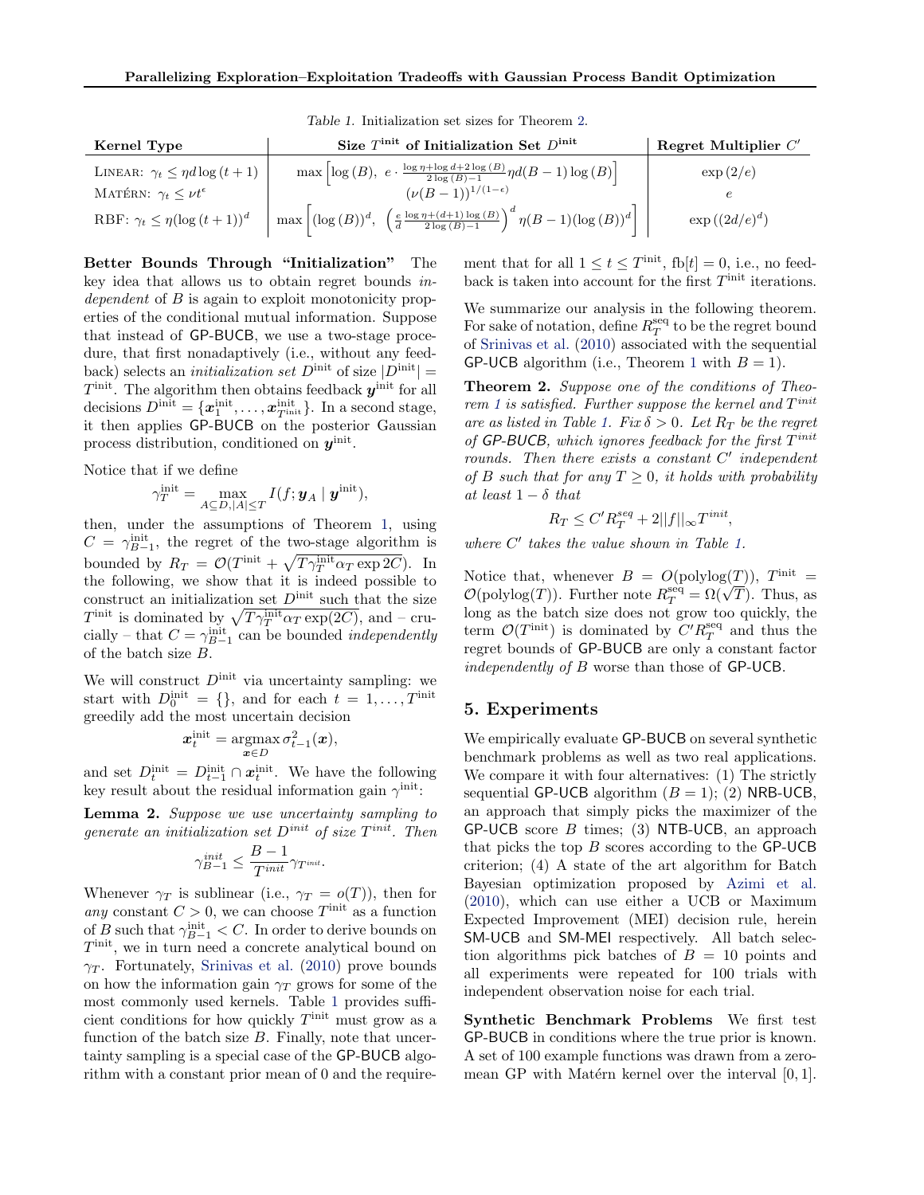Table 1. Initialization set sizes for Theorem 2.

| Kernel Type | Size $T^{\text{init}}$ of Initialization Set $D^{\text{init}}$ | Regret Multiplier $C'$ |
|---|---|---|
| LINEAR: $\gamma_t \leq \eta d \log(t+1)$ | $\max\left[\log(B),\ e \cdot \frac{\log \eta + \log d + 2\log(B)}{2\log(B) - 1} \eta d (B-1)\log(B)\right]$ | $\exp(2/e)$ |
| MATÉRN: $\gamma_t \leq \nu t^{\epsilon}$ | $(\nu(B-1))^{1/(1-\epsilon)}$ | $e$ |
| RBF: $\gamma_t \leq \eta(\log(t+1))^d$ | $\max\left[(\log(B))^d,\ \left(\frac{e}{d}\frac{\log \eta + (d+1)\log(B)}{2\log(B)-1}\right)^d \eta(B-1)(\log(B))^d\right]$ | $\exp((2d/e)^d)$ |

**Better Bounds Through "Initialization"** The key idea that allows us to obtain regret bounds *independent* of $B$ is again to exploit monotonicity properties of the conditional mutual information. Suppose that instead of GP-BUCB, we use a two-stage procedure, that first nonadaptively (i.e., without any feedback) selects an *initialization set* $D^{\text{init}}$ of size $|D^{\text{init}}| = T^{\text{init}}$. The algorithm then obtains feedback $\boldsymbol{y}^{\text{init}}$ for all decisions $D^{\text{init}} = \{\boldsymbol{x}_1^{\text{init}}, \dots, \boldsymbol{x}_{T^{\text{init}}}^{\text{init}}\}$. In a second stage, it then applies GP-BUCB on the posterior Gaussian process distribution, conditioned on $\boldsymbol{y}^{\text{init}}$.

Notice that if we define

$$\gamma_T^{\text{init}} = \max_{A \subseteq D, |A| \leq T} I(f; \boldsymbol{y}_A \mid \boldsymbol{y}^{\text{init}}),$$

then, under the assumptions of Theorem 1, using $C = \gamma_{B-1}^{\text{init}}$, the regret of the two-stage algorithm is bounded by $R_T = \mathcal{O}(T^{\text{init}} + \sqrt{T\gamma_T^{\text{init}}\alpha_T \exp 2C})$. In the following, we show that it is indeed possible to construct an initialization set $D^{\text{init}}$ such that the size $T^{\text{init}}$ is dominated by $\sqrt{T\gamma_T^{\text{init}}\alpha_T \exp(2C)}$, and – crucially – that $C = \gamma_{B-1}^{\text{init}}$ can be bounded *independently* of the batch size $B$.

We will construct $D^{\text{init}}$ via uncertainty sampling: we start with $D_0^{\text{init}} = \{\}$, and for each $t = 1, \dots, T^{\text{init}}$ greedily add the most uncertain decision

$$\boldsymbol{x}_t^{\text{init}} = \operatorname*{argmax}_{\boldsymbol{x} \in D} \sigma_{t-1}^2(\boldsymbol{x}),$$

and set $D_t^{\text{init}} = D_{t-1}^{\text{init}} \cap \boldsymbol{x}_t^{\text{init}}$. We have the following key result about the residual information gain $\gamma^{\text{init}}$:

**Lemma 2.** *Suppose we use uncertainty sampling to generate an initialization set $D^{init}$ of size $T^{init}$. Then*

$$\gamma_{B-1}^{init} \leq \frac{B-1}{T^{init}} \gamma_{T^{init}}.$$

Whenever $\gamma_T$ is sublinear (i.e., $\gamma_T = o(T)$), then for *any* constant $C > 0$, we can choose $T^{\text{init}}$ as a function of $B$ such that $\gamma_{B-1}^{\text{init}} < C$. In order to derive bounds on $T^{\text{init}}$, we in turn need a concrete analytical bound on $\gamma_T$. Fortunately, Srinivas et al. (2010) prove bounds on how the information gain $\gamma_T$ grows for some of the most commonly used kernels. Table 1 provides sufficient conditions for how quickly $T^{\text{init}}$ must grow as a function of the batch size $B$. Finally, note that uncertainty sampling is a special case of the GP-BUCB algorithm with a constant prior mean of 0 and the requirement that for all $1 \leq t \leq T^{\text{init}}$, $\text{fb}[t] = 0$, i.e., no feedback is taken into account for the first $T^{\text{init}}$ iterations.

We summarize our analysis in the following theorem. For sake of notation, define $R_T^{\text{seq}}$ to be the regret bound of Srinivas et al. (2010) associated with the sequential GP-UCB algorithm (i.e., Theorem 1 with $B = 1$).

**Theorem 2.** *Suppose one of the conditions of Theorem 1 is satisfied. Further suppose the kernel and $T^{init}$ are as listed in Table 1. Fix $\delta > 0$. Let $R_T$ be the regret of GP-BUCB, which ignores feedback for the first $T^{init}$ rounds. Then there exists a constant $C'$ independent of $B$ such that for any $T \geq 0$, it holds with probability at least $1 - \delta$ that*

$$R_T \leq C' R_T^{seq} + 2\|f\|_\infty T^{init},$$

*where $C'$ takes the value shown in Table 1.*

Notice that, whenever $B = O(\text{polylog}(T))$, $T^{\text{init}} = \mathcal{O}(\text{polylog}(T))$. Further note $R_T^{\text{seq}} = \Omega(\sqrt{T})$. Thus, as long as the batch size does not grow too quickly, the term $\mathcal{O}(T^{\text{init}})$ is dominated by $C' R_T^{\text{seq}}$ and thus the regret bounds of GP-BUCB are only a constant factor *independently of* $B$ worse than those of GP-UCB.

## 5. Experiments

We empirically evaluate GP-BUCB on several synthetic benchmark problems as well as two real applications. We compare it with four alternatives: (1) The strictly sequential GP-UCB algorithm ($B = 1$); (2) NRB-UCB, an approach that simply picks the maximizer of the GP-UCB score $B$ times; (3) NTB-UCB, an approach that picks the top $B$ scores according to the GP-UCB criterion; (4) A state of the art algorithm for Batch Bayesian optimization proposed by Azimi et al. (2010), which can use either a UCB or Maximum Expected Improvement (MEI) decision rule, herein SM-UCB and SM-MEI respectively. All batch selection algorithms pick batches of $B = 10$ points and all experiments were repeated for 100 trials with independent observation noise for each trial.

**Synthetic Benchmark Problems** We first test GP-BUCB in conditions where the true prior is known. A set of 100 example functions was drawn from a zero-mean GP with Matérn kernel over the interval $[0, 1]$.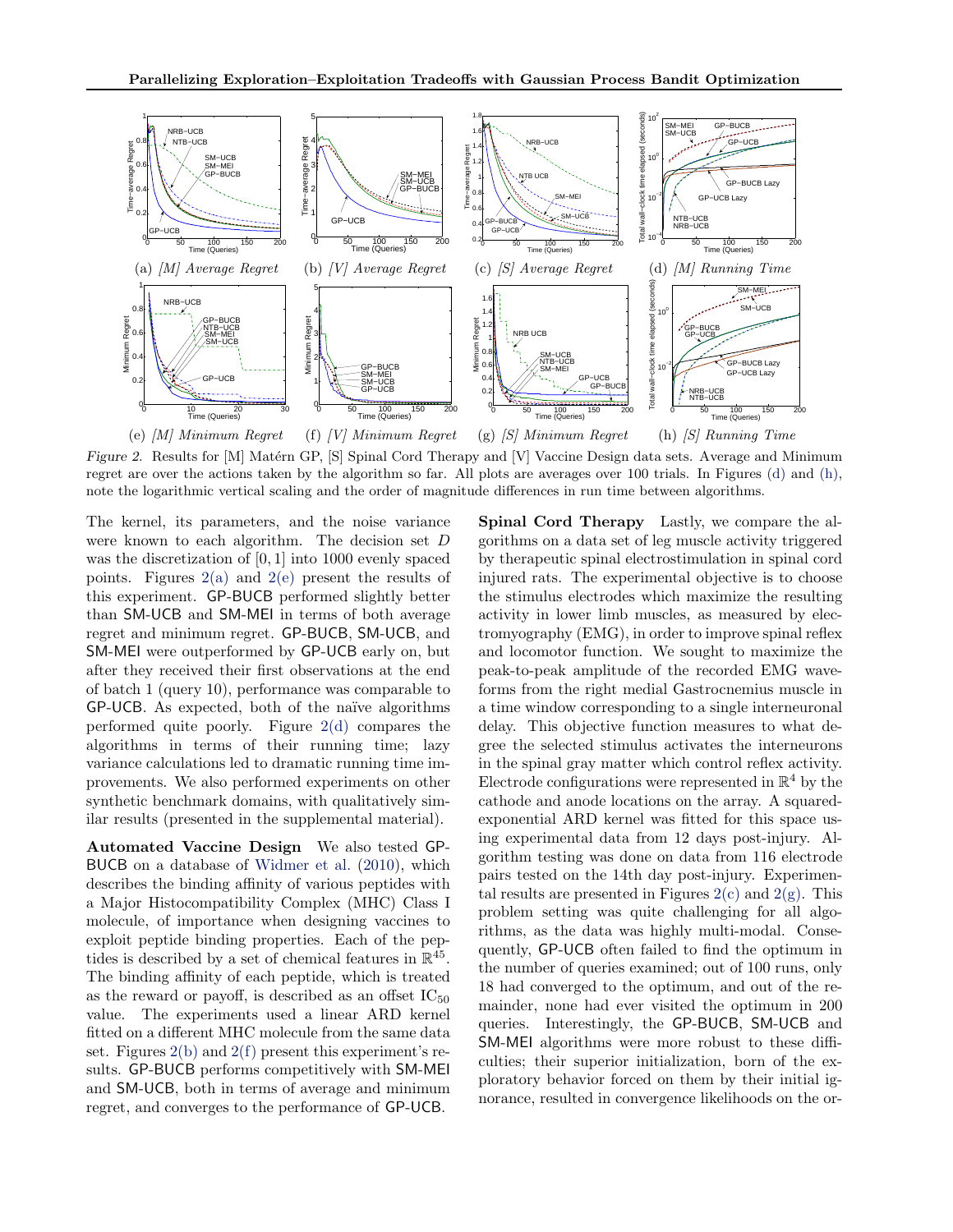Figure 2. Results for [M] Matérn GP, [S] Spinal Cord Therapy and [V] Vaccine Design data sets. Average and Minimum regret are over the actions taken by the algorithm so far. All plots are averages over 100 trials. In Figures (d) and (h), note the logarithmic vertical scaling and the order of magnitude differences in run time between algorithms.

The kernel, its parameters, and the noise variance were known to each algorithm. The decision set $D$ was the discretization of $[0, 1]$ into 1000 evenly spaced points. Figures 2(a) and 2(e) present the results of this experiment. GP-BUCB performed slightly better than SM-UCB and SM-MEI in terms of both average regret and minimum regret. GP-BUCB, SM-UCB, and SM-MEI were outperformed by GP-UCB early on, but after they received their first observations at the end of batch 1 (query 10), performance was comparable to GP-UCB. As expected, both of the naïve algorithms performed quite poorly. Figure 2(d) compares the algorithms in terms of their running time; lazy variance calculations led to dramatic running time improvements. We also performed experiments on other synthetic benchmark domains, with qualitatively similar results (presented in the supplemental material).

**Automated Vaccine Design** We also tested GP-BUCB on a database of Widmer et al. (2010), which describes the binding affinity of various peptides with a Major Histocompatibility Complex (MHC) Class I molecule, of importance when designing vaccines to exploit peptide binding properties. Each of the peptides is described by a set of chemical features in $\mathbb{R}^{45}$. The binding affinity of each peptide, which is treated as the reward or payoff, is described as an offset $\mathrm{IC}_{50}$ value. The experiments used a linear ARD kernel fitted on a different MHC molecule from the same data set. Figures 2(b) and 2(f) present this experiment's results. GP-BUCB performs competitively with SM-MEI and SM-UCB, both in terms of average and minimum regret, and converges to the performance of GP-UCB.

**Spinal Cord Therapy** Lastly, we compare the algorithms on a data set of leg muscle activity triggered by therapeutic spinal electrostimulation in spinal cord injured rats. The experimental objective is to choose the stimulus electrodes which maximize the resulting activity in lower limb muscles, as measured by electromyography (EMG), in order to improve spinal reflex and locomotor function. We sought to maximize the peak-to-peak amplitude of the recorded EMG waveforms from the right medial Gastrocnemius muscle in a time window corresponding to a single interneuronal delay. This objective function measures to what degree the selected stimulus activates the interneurons in the spinal gray matter which control reflex activity. Electrode configurations were represented in $\mathbb{R}^4$ by the cathode and anode locations on the array. A squared-exponential ARD kernel was fitted for this space using experimental data from 12 days post-injury. Algorithm testing was done on data from 116 electrode pairs tested on the 14th day post-injury. Experimental results are presented in Figures 2(c) and 2(g). This problem setting was quite challenging for all algorithms, as the data was highly multi-modal. Consequently, GP-UCB often failed to find the optimum in the number of queries examined; out of 100 runs, only 18 had converged to the optimum, and out of the remainder, none had ever visited the optimum in 200 queries. Interestingly, the GP-BUCB, SM-UCB and SM-MEI algorithms were more robust to these difficulties; their superior initialization, born of the exploratory behavior forced on them by their initial ignorance, resulted in convergence likelihoods on the or-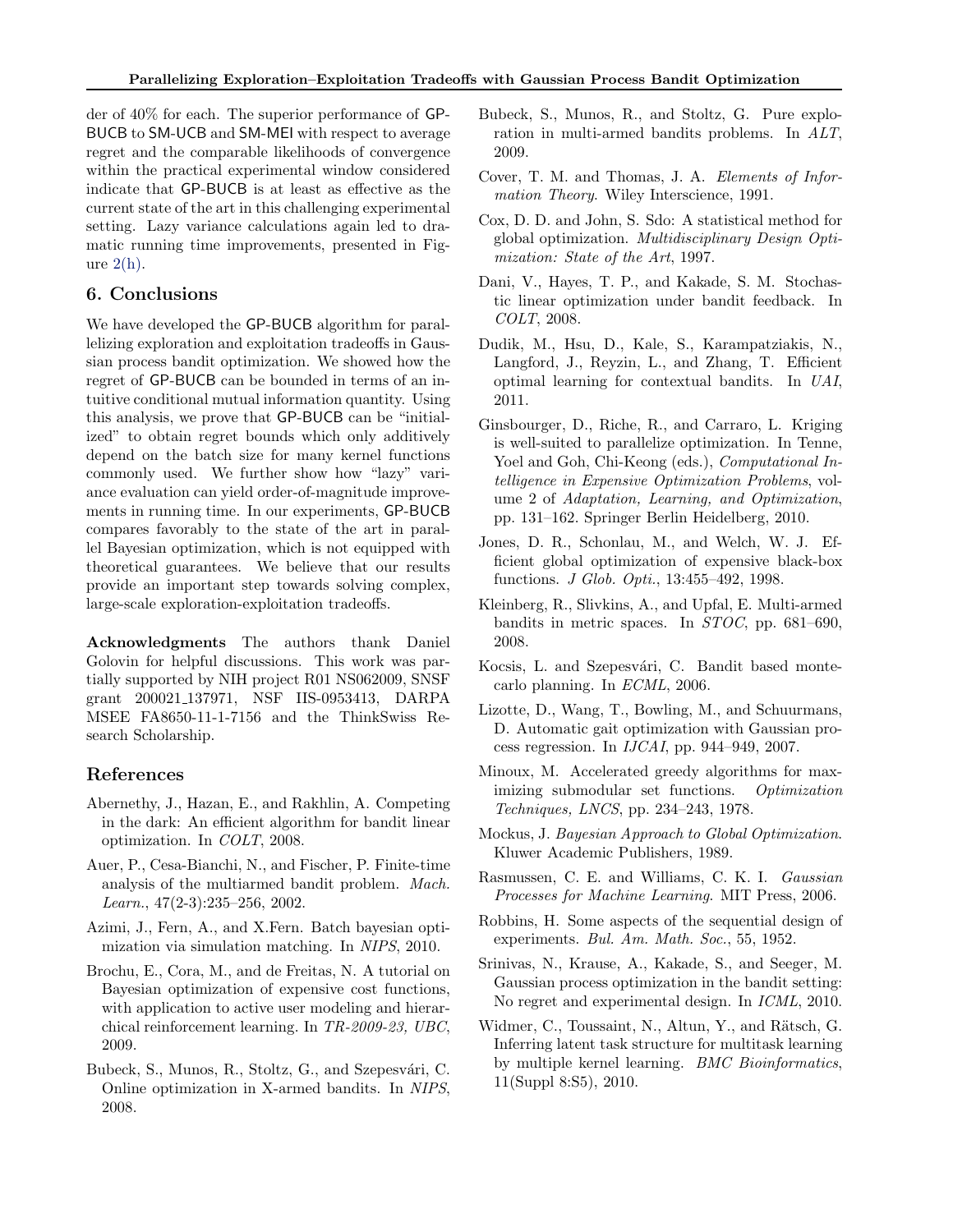der of 40% for each. The superior performance of GP-BUCB to SM-UCB and SM-MEI with respect to average regret and the comparable likelihoods of convergence within the practical experimental window considered indicate that GP-BUCB is at least as effective as the current state of the art in this challenging experimental setting. Lazy variance calculations again led to dramatic running time improvements, presented in Figure 2(h).

## 6. Conclusions

We have developed the GP-BUCB algorithm for parallelizing exploration and exploitation tradeoffs in Gaussian process bandit optimization. We showed how the regret of GP-BUCB can be bounded in terms of an intuitive conditional mutual information quantity. Using this analysis, we prove that GP-BUCB can be "initialized" to obtain regret bounds which only additively depend on the batch size for many kernel functions commonly used. We further show how "lazy" variance evaluation can yield order-of-magnitude improvements in running time. In our experiments, GP-BUCB compares favorably to the state of the art in parallel Bayesian optimization, which is not equipped with theoretical guarantees. We believe that our results provide an important step towards solving complex, large-scale exploration-exploitation tradeoffs.

**Acknowledgments** The authors thank Daniel Golovin for helpful discussions. This work was partially supported by NIH project R01 NS062009, SNSF grant 200021_137971, NSF IIS-0953413, DARPA MSEE FA8650-11-1-7156 and the ThinkSwiss Research Scholarship.

## References

Abernethy, J., Hazan, E., and Rakhlin, A. Competing in the dark: An efficient algorithm for bandit linear optimization. In *COLT*, 2008.

Auer, P., Cesa-Bianchi, N., and Fischer, P. Finite-time analysis of the multiarmed bandit problem. *Mach. Learn.*, 47(2-3):235–256, 2002.

Azimi, J., Fern, A., and X.Fern. Batch bayesian optimization via simulation matching. In *NIPS*, 2010.

Brochu, E., Cora, M., and de Freitas, N. A tutorial on Bayesian optimization of expensive cost functions, with application to active user modeling and hierarchical reinforcement learning. In *TR-2009-23, UBC*, 2009.

Bubeck, S., Munos, R., Stoltz, G., and Szepesvári, C. Online optimization in X-armed bandits. In *NIPS*, 2008.

Bubeck, S., Munos, R., and Stoltz, G. Pure exploration in multi-armed bandits problems. In *ALT*, 2009.

Cover, T. M. and Thomas, J. A. *Elements of Information Theory*. Wiley Interscience, 1991.

Cox, D. D. and John, S. Sdo: A statistical method for global optimization. *Multidisciplinary Design Optimization: State of the Art*, 1997.

Dani, V., Hayes, T. P., and Kakade, S. M. Stochastic linear optimization under bandit feedback. In *COLT*, 2008.

Dudik, M., Hsu, D., Kale, S., Karampatziakis, N., Langford, J., Reyzin, L., and Zhang, T. Efficient optimal learning for contextual bandits. In *UAI*, 2011.

Ginsbourger, D., Riche, R., and Carraro, L. Kriging is well-suited to parallelize optimization. In Tenne, Yoel and Goh, Chi-Keong (eds.), *Computational Intelligence in Expensive Optimization Problems*, volume 2 of *Adaptation, Learning, and Optimization*, pp. 131–162. Springer Berlin Heidelberg, 2010.

Jones, D. R., Schonlau, M., and Welch, W. J. Efficient global optimization of expensive black-box functions. *J Glob. Opti.*, 13:455–492, 1998.

Kleinberg, R., Slivkins, A., and Upfal, E. Multi-armed bandits in metric spaces. In *STOC*, pp. 681–690, 2008.

Kocsis, L. and Szepesvári, C. Bandit based monte-carlo planning. In *ECML*, 2006.

Lizotte, D., Wang, T., Bowling, M., and Schuurmans, D. Automatic gait optimization with Gaussian process regression. In *IJCAI*, pp. 944–949, 2007.

Minoux, M. Accelerated greedy algorithms for maximizing submodular set functions. *Optimization Techniques, LNCS*, pp. 234–243, 1978.

Mockus, J. *Bayesian Approach to Global Optimization*. Kluwer Academic Publishers, 1989.

Rasmussen, C. E. and Williams, C. K. I. *Gaussian Processes for Machine Learning*. MIT Press, 2006.

Robbins, H. Some aspects of the sequential design of experiments. *Bul. Am. Math. Soc.*, 55, 1952.

Srinivas, N., Krause, A., Kakade, S., and Seeger, M. Gaussian process optimization in the bandit setting: No regret and experimental design. In *ICML*, 2010.

Widmer, C., Toussaint, N., Altun, Y., and Rätsch, G. Inferring latent task structure for multitask learning by multiple kernel learning. *BMC Bioinformatics*, 11(Suppl 8:S5), 2010.